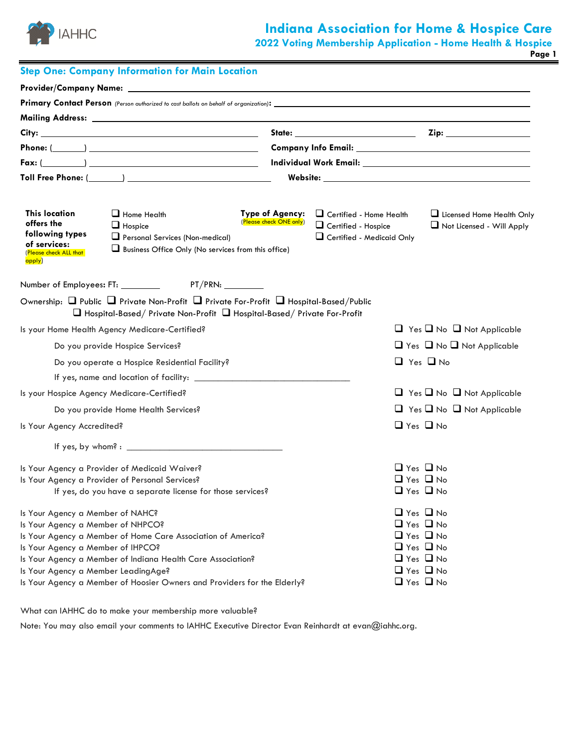IAHHC

# Indiana Association for Home & Hospice Care

## 2022 Voting Membership Application - Home Health & Hospice

### Step One: Company Information for Main Location

**Provider/Company Name:** ______________________________

**Primary Contact Person** *(Person authorized to cast ballots on behalf of organization)*: ______________________________

**Mailing Address:** ______________________________

**City:** ____________________ **State:** ____________ **Zip:** __________

**Phone:** (_______) ____________________ **Company Info Email:** ____________________

**Fax:** (_________) ____________________ **Individual Work Email:** ____________________

**Toll Free Phone:** (_______) ____________________ **Website:** ____________________

**This location offers the following types of services:** (Please check ALL that apply)

- ❑ Home Health
- ❑ Hospice
- ❑ Personal Services (Non-medical)
- ❑ Business Office Only (No services from this office)

**Type of Agency:** (Please check ONE only)

- ❑ Certified - Home Health
- ❑ Certified - Hospice
- ❑ Certified - Medicaid Only
- ❑ Licensed Home Health Only
- ❑ Not Licensed - Will Apply

Number of Employees: FT: _________ PT/PRN: _________

Ownership: ❑ Public ❑ Private Non-Profit ❑ Private For-Profit ❑ Hospital-Based/Public ❑ Hospital-Based/ Private Non-Profit ❑ Hospital-Based/ Private For-Profit

Is your Home Health Agency Medicare-Certified? ❑ Yes ❑ No ❑ Not Applicable

Do you provide Hospice Services? ❑ Yes ❑ No ❑ Not Applicable

Do you operate a Hospice Residential Facility? ❑ Yes ❑ No

If yes, name and location of facility: ______________________________

Is your Hospice Agency Medicare-Certified? ❑ Yes ❑ No ❑ Not Applicable

Do you provide Home Health Services? ❑ Yes ❑ No ❑ Not Applicable

Is Your Agency Accredited? ❑ Yes ❑ No

If yes, by whom? : ______________________________

Is Your Agency a Provider of Medicaid Waiver? ❑ Yes ❑ No

Is Your Agency a Provider of Personal Services? ❑ Yes ❑ No

If yes, do you have a separate license for those services? ❑ Yes ❑ No

Is Your Agency a Member of NAHC? ❑ Yes ❑ No

Is Your Agency a Member of NHPCO? ❑ Yes ❑ No

Is Your Agency a Member of Home Care Association of America? ❑ Yes ❑ No

Is Your Agency a Member of IHPCO? ❑ Yes ❑ No

Is Your Agency a Member of Indiana Health Care Association? ❑ Yes ❑ No

Is Your Agency a Member LeadingAge? ❑ Yes ❑ No

Is Your Agency a Member of Hoosier Owners and Providers for the Elderly? ❑ Yes ❑ No

What can IAHHC do to make your membership more valuable?

Note: You may also email your comments to IAHHC Executive Director Evan Reinhardt at evan@iahhc.org.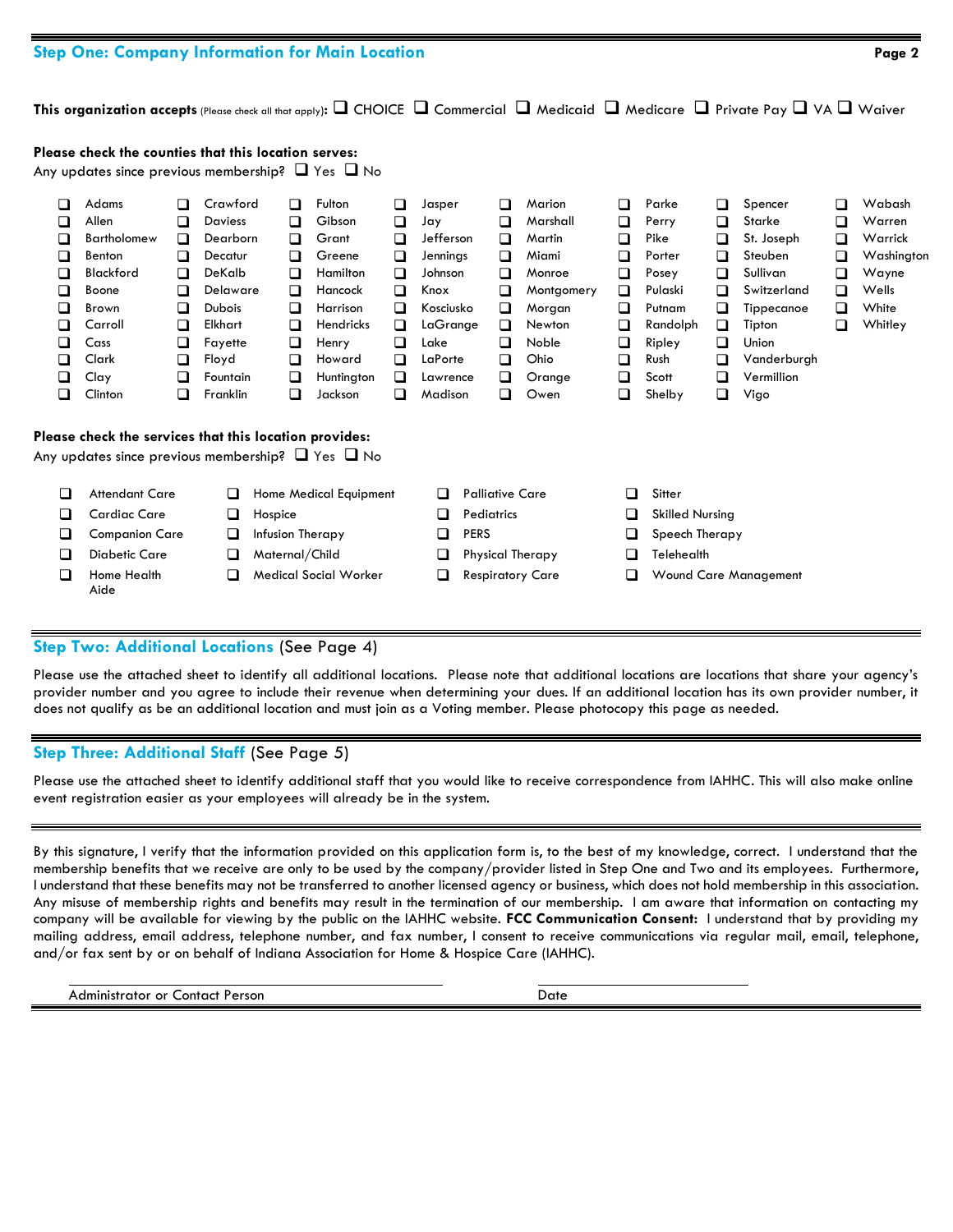## Step One: Company Information for Main Location

**This organization accepts** (Please check all that apply)**:** ☐ CHOICE ☐ Commercial ☐ Medicaid ☐ Medicare ☐ Private Pay ☐ VA ☐ Waiver

**Please check the counties that this location serves:**

Any updates since previous membership? ☐ Yes ☐ No

| | | | | | | | |
|---|---|---|---|---|---|---|---|
| ☐ Adams | ☐ Crawford | ☐ Fulton | ☐ Jasper | ☐ Marion | ☐ Parke | ☐ Spencer | ☐ Wabash |
| ☐ Allen | ☐ Daviess | ☐ Gibson | ☐ Jay | ☐ Marshall | ☐ Perry | ☐ Starke | ☐ Warren |
| ☐ Bartholomew | ☐ Dearborn | ☐ Grant | ☐ Jefferson | ☐ Martin | ☐ Pike | ☐ St. Joseph | ☐ Warrick |
| ☐ Benton | ☐ Decatur | ☐ Greene | ☐ Jennings | ☐ Miami | ☐ Porter | ☐ Steuben | ☐ Washington |
| ☐ Blackford | ☐ DeKalb | ☐ Hamilton | ☐ Johnson | ☐ Monroe | ☐ Posey | ☐ Sullivan | ☐ Wayne |
| ☐ Boone | ☐ Delaware | ☐ Hancock | ☐ Knox | ☐ Montgomery | ☐ Pulaski | ☐ Switzerland | ☐ Wells |
| ☐ Brown | ☐ Dubois | ☐ Harrison | ☐ Kosciusko | ☐ Morgan | ☐ Putnam | ☐ Tippecanoe | ☐ White |
| ☐ Carroll | ☐ Elkhart | ☐ Hendricks | ☐ LaGrange | ☐ Newton | ☐ Randolph | ☐ Tipton | ☐ Whitley |
| ☐ Cass | ☐ Fayette | ☐ Henry | ☐ Lake | ☐ Noble | ☐ Ripley | ☐ Union | |
| ☐ Clark | ☐ Floyd | ☐ Howard | ☐ LaPorte | ☐ Ohio | ☐ Rush | ☐ Vanderburgh | |
| ☐ Clay | ☐ Fountain | ☐ Huntington | ☐ Lawrence | ☐ Orange | ☐ Scott | ☐ Vermillion | |
| ☐ Clinton | ☐ Franklin | ☐ Jackson | ☐ Madison | ☐ Owen | ☐ Shelby | ☐ Vigo | |

**Please check the services that this location provides:**

Any updates since previous membership? ☐ Yes ☐ No

| | | | |
|---|---|---|---|
| ☐ Attendant Care | ☐ Home Medical Equipment | ☐ Palliative Care | ☐ Sitter |
| ☐ Cardiac Care | ☐ Hospice | ☐ Pediatrics | ☐ Skilled Nursing |
| ☐ Companion Care | ☐ Infusion Therapy | ☐ PERS | ☐ Speech Therapy |
| ☐ Diabetic Care | ☐ Maternal/Child | ☐ Physical Therapy | ☐ Telehealth |
| ☐ Home Health Aide | ☐ Medical Social Worker | ☐ Respiratory Care | ☐ Wound Care Management |

## Step Two: Additional Locations (See Page 4)

Please use the attached sheet to identify all additional locations. Please note that additional locations are locations that share your agency's provider number and you agree to include their revenue when determining your dues. If an additional location has its own provider number, it does not qualify as be an additional location and must join as a Voting member. Please photocopy this page as needed.

## Step Three: Additional Staff (See Page 5)

Please use the attached sheet to identify additional staff that you would like to receive correspondence from IAHHC. This will also make online event registration easier as your employees will already be in the system.

By this signature, I verify that the information provided on this application form is, to the best of my knowledge, correct. I understand that the membership benefits that we receive are only to be used by the company/provider listed in Step One and Two and its employees. Furthermore, I understand that these benefits may not be transferred to another licensed agency or business, which does not hold membership in this association. Any misuse of membership rights and benefits may result in the termination of our membership. I am aware that information on contacting my company will be available for viewing by the public on the IAHHC website. **FCC Communication Consent:** I understand that by providing my mailing address, email address, telephone number, and fax number, I consent to receive communications via regular mail, email, telephone, and/or fax sent by or on behalf of Indiana Association for Home & Hospice Care (IAHHC).

\_\_\_\_\_\_\_\_\_\_\_\_\_\_\_\_\_\_\_\_\_\_\_\_\_\_\_\_\_\_\_\_\_\_\_\_\_\_ \_\_\_\_\_\_\_\_\_\_\_\_\_\_\_\_\_\_\_\_

Administrator or Contact Person                                        Date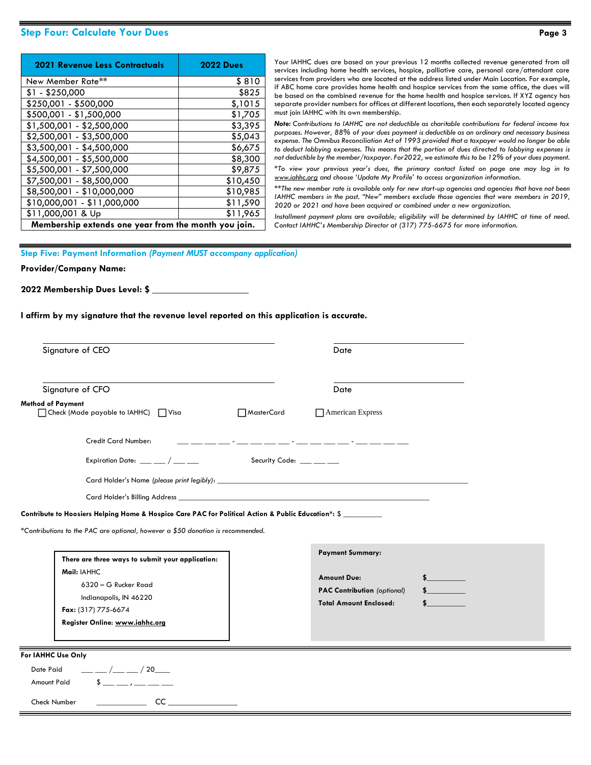## Step Four: Calculate Your Dues

| 2021 Revenue Less Contractuals | 2022 Dues |
|---|---|
| New Member Rate** | $ 810 |
| $1 - $250,000 | $825 |
| $250,001 - $500,000 | $,1015 |
| $500,001 - $1,500,000 | $1,705 |
| $1,500,001 - $2,500,000 | $3,395 |
| $2,500,001 - $3,500,000 | $5,043 |
| $3,500,001 - $4,500,000 | $6,675 |
| $4,500,001 - $5,500,000 | $8,300 |
| $5,500,001 - $7,500,000 | $9,875 |
| $7,500,001 - $8,500,000 | $10,450 |
| $8,500,001 - $10,000,000 | $10,985 |
| $10,000,001 - $11,000,000 | $11,590 |
| $11,000,001 & Up | $11,965 |
| **Membership extends one year from the month you join.** | |

Your IAHHC dues are based on your previous 12 months collected revenue generated from all services including home health services, hospice, palliative care, personal care/attendant care services from providers who are located at the address listed under Main Location. For example, if ABC home care provides home health and hospice services from the same office, the dues will be based on the combined revenue for the home health and hospice services. If XYZ agency has separate provider numbers for offices at different locations, then each separately located agency must join IAHHC with its own membership.

***Note:*** *Contributions to IAHHC are not deductible as charitable contributions for federal income tax purposes. However, 88% of your dues payment is deductible as an ordinary and necessary business expense. The Omnibus Reconciliation Act of 1993 provided that a taxpayer would no longer be able to deduct lobbying expenses. This means that the portion of dues directed to lobbying expenses is not deductible by the member/taxpayer. For2022, we estimate this to be 12% of your dues payment.*

*\*To view your previous year's dues, the primary contact listed on page one may log in to www.iahhc.org and choose 'Update My Profile' to access organization information.*

*\*\*The new member rate is available only for new start-up agencies and agencies that have not been IAHHC members in the past. "New" members exclude those agencies that were members in 2019, 2020 or 2021 and have been acquired or combined under a new organization.*

*Installment payment plans are available; eligibility will be determined by IAHHC at time of need. Contact IAHHC's Membership Director at (317) 775-6675 for more information.*

## Step Five: Payment Information *(Payment MUST accompany application)*

**Provider/Company Name:**

**2022 Membership Dues Level: $** ____________________

**I affirm by my signature that the revenue level reported on this application is accurate.**

_______________________________ &nbsp;&nbsp;&nbsp; _______________
Signature of CEO &nbsp;&nbsp;&nbsp; Date

_______________________________ &nbsp;&nbsp;&nbsp; _______________
Signature of CFO &nbsp;&nbsp;&nbsp; Date

**Method of Payment**

☐ Check (Made payable to IAHHC) ☐ Visa ☐ MasterCard ☐ American Express

Credit Card Number: ___ ___ ___ ___ - ___ ___ ___ ___ - ___ ___ ___ ___ - ___ ___ ___ ___

Expiration Date: ___ ___ / ___ ___ &nbsp;&nbsp;&nbsp; Security Code: ___ ___ ___

Card Holder's Name (*please print legibly*): ____________________________________________

Card Holder's Billing Address ____________________________________________

**Contribute to Hoosiers Helping Home & Hospice Care PAC for Political Action & Public Education\*:** $ __________

*\*Contributions to the PAC are optional, however a $50 donation is recommended.*

**There are three ways to submit your application:**

**Mail:** IAHHC
6320 – G Rucker Road
Indianapolis, IN 46220

**Fax:** (317) 775-6674

**Register Online:** **www.iahhc.org**

**Payment Summary:**

**Amount Due:** $__________

**PAC Contribution** *(optional)* $__________

**Total Amount Enclosed:** $__________

**For IAHHC Use Only**

Date Paid ___ ___ /___ ___ / 20____

Amount Paid $ ___ ___ , ___ ___ ___

Check Number ____________ CC ________________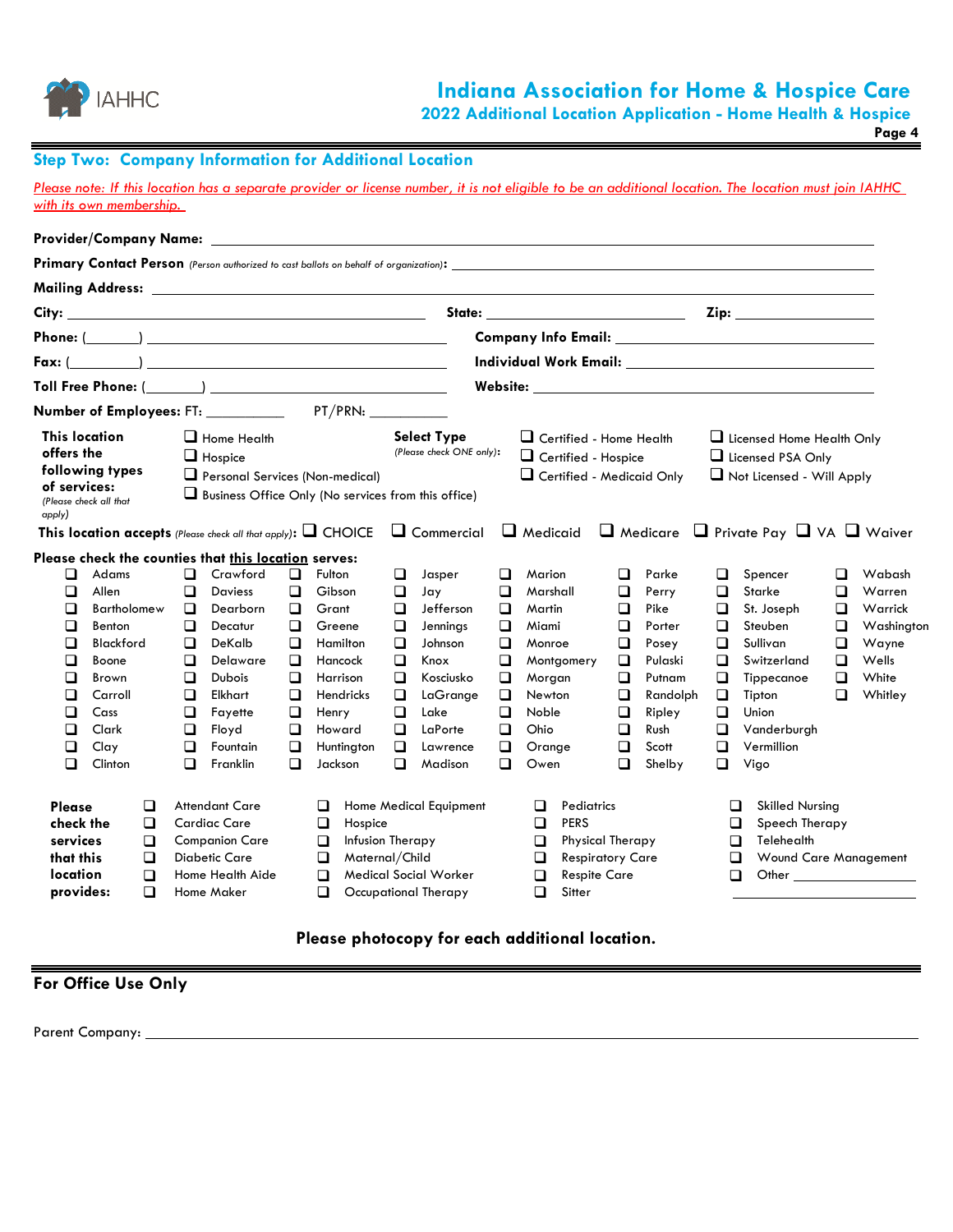# Indiana Association for Home & Hospice Care

## 2022 Additional Location Application - Home Health & Hospice

## Step Two: Company Information for Additional Location

*Please note: If this location has a separate provider or license number, it is not eligible to be an additional location. The location must join IAHHC with its own membership.*

**Provider/Company Name:** ______________________________

**Primary Contact Person** *(Person authorized to cast ballots on behalf of organization)***:** ______________________________

**Mailing Address:** ______________________________

**City:** ____________________ **State:** ____________ **Zip:** ____________

**Phone:** (_______) ____________________ **Company Info Email:** ____________________

**Fax:** (_________) ____________________ **Individual Work Email:** ____________________

**Toll Free Phone:** (_______) ____________________ **Website:** ____________________

**Number of Employees:** FT: __________ PT/PRN: __________

**This location offers the following types of services:** *(Please check all that apply)*

- ❑ Home Health
- ❑ Hospice
- ❑ Personal Services (Non-medical)
- ❑ Business Office Only (No services from this office)

**Select Type** *(Please check ONE only)***:**

- ❑ Certified - Home Health
- ❑ Certified - Hospice
- ❑ Certified - Medicaid Only
- ❑ Licensed Home Health Only
- ❑ Licensed PSA Only
- ❑ Not Licensed - Will Apply

**This location accepts** *(Please check all that apply)***:** ❑ CHOICE ❑ Commercial ❑ Medicaid ❑ Medicare ❑ Private Pay ❑ VA ❑ Waiver

**Please check the counties that this location serves:**

| | | | | | | | |
|---|---|---|---|---|---|---|---|
| ❑ Adams | ❑ Crawford | ❑ Fulton | ❑ Jasper | ❑ Marion | ❑ Parke | ❑ Spencer | ❑ Wabash |
| ❑ Allen | ❑ Daviess | ❑ Gibson | ❑ Jay | ❑ Marshall | ❑ Perry | ❑ Starke | ❑ Warren |
| ❑ Bartholomew | ❑ Dearborn | ❑ Grant | ❑ Jefferson | ❑ Martin | ❑ Pike | ❑ St. Joseph | ❑ Warrick |
| ❑ Benton | ❑ Decatur | ❑ Greene | ❑ Jennings | ❑ Miami | ❑ Porter | ❑ Steuben | ❑ Washington |
| ❑ Blackford | ❑ DeKalb | ❑ Hamilton | ❑ Johnson | ❑ Monroe | ❑ Posey | ❑ Sullivan | ❑ Wayne |
| ❑ Boone | ❑ Delaware | ❑ Hancock | ❑ Knox | ❑ Montgomery | ❑ Pulaski | ❑ Switzerland | ❑ Wells |
| ❑ Brown | ❑ Dubois | ❑ Harrison | ❑ Kosciusko | ❑ Morgan | ❑ Putnam | ❑ Tippecanoe | ❑ White |
| ❑ Carroll | ❑ Elkhart | ❑ Hendricks | ❑ LaGrange | ❑ Newton | ❑ Randolph | ❑ Tipton | ❑ Whitley |
| ❑ Cass | ❑ Fayette | ❑ Henry | ❑ Lake | ❑ Noble | ❑ Ripley | ❑ Union | |
| ❑ Clark | ❑ Floyd | ❑ Howard | ❑ LaPorte | ❑ Ohio | ❑ Rush | ❑ Vanderburgh | |
| ❑ Clay | ❑ Fountain | ❑ Huntington | ❑ Lawrence | ❑ Orange | ❑ Scott | ❑ Vermillion | |
| ❑ Clinton | ❑ Franklin | ❑ Jackson | ❑ Madison | ❑ Owen | ❑ Shelby | ❑ Vigo | |

**Please check the services that this location provides:**

| | | | |
|---|---|---|---|
| ❑ Attendant Care | ❑ Home Medical Equipment | ❑ Pediatrics | ❑ Skilled Nursing |
| ❑ Cardiac Care | ❑ Hospice | ❑ PERS | ❑ Speech Therapy |
| ❑ Companion Care | ❑ Infusion Therapy | ❑ Physical Therapy | ❑ Telehealth |
| ❑ Diabetic Care | ❑ Maternal/Child | ❑ Respiratory Care | ❑ Wound Care Management |
| ❑ Home Health Aide | ❑ Medical Social Worker | ❑ Respite Care | ❑ Other __________ |
| ❑ Home Maker | ❑ Occupational Therapy | ❑ Sitter | __________ |

**Please photocopy for each additional location.**

## For Office Use Only

Parent Company: ______________________________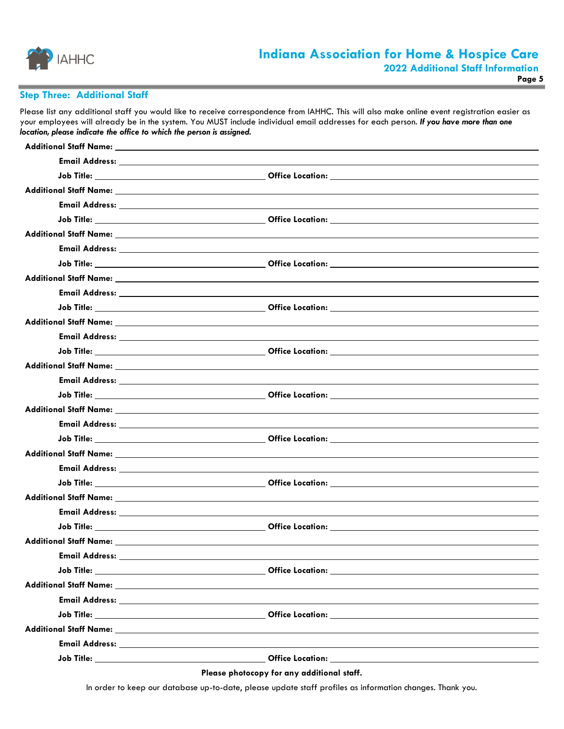## Step Three: Additional Staff

Please list any additional staff you would like to receive correspondence from IAHHC. This will also make online event registration easier as your employees will already be in the system. You MUST include individual email addresses for each person. ***If you have more than one location, please indicate the office to which the person is assigned.***

**Additional Staff Name:** ____________________

**Email Address:** ____________________

**Job Title:** ____________________ **Office Location:** ____________________

**Additional Staff Name:** ____________________

**Email Address:** ____________________

**Job Title:** ____________________ **Office Location:** ____________________

**Additional Staff Name:** ____________________

**Email Address:** ____________________

**Job Title:** ____________________ **Office Location:** ____________________

**Additional Staff Name:** ____________________

**Email Address:** ____________________

**Job Title:** ____________________ **Office Location:** ____________________

**Additional Staff Name:** ____________________

**Email Address:** ____________________

**Job Title:** ____________________ **Office Location:** ____________________

**Additional Staff Name:** ____________________

**Email Address:** ____________________

**Job Title:** ____________________ **Office Location:** ____________________

**Additional Staff Name:** ____________________

**Email Address:** ____________________

**Job Title:** ____________________ **Office Location:** ____________________

**Additional Staff Name:** ____________________

**Email Address:** ____________________

**Job Title:** ____________________ **Office Location:** ____________________

**Additional Staff Name:** ____________________

**Email Address:** ____________________

**Job Title:** ____________________ **Office Location:** ____________________

**Additional Staff Name:** ____________________

**Email Address:** ____________________

**Job Title:** ____________________ **Office Location:** ____________________

**Additional Staff Name:** ____________________

**Email Address:** ____________________

**Job Title:** ____________________ **Office Location:** ____________________

**Additional Staff Name:** ____________________

**Email Address:** ____________________

**Job Title:** ____________________ **Office Location:** ____________________

**Please photocopy for any additional staff.**

In order to keep our database up-to-date, please update staff profiles as information changes. Thank you.